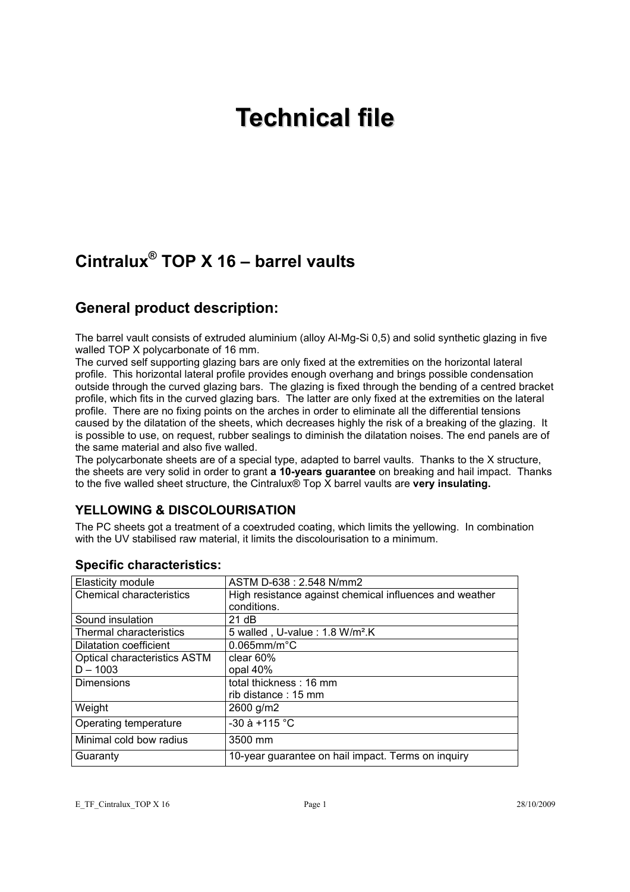# Technical file

## Cintralux® TOP X 16 – barrel vaults

## General product description:

The barrel vault consists of extruded aluminium (alloy Al-Mg-Si 0,5) and solid synthetic glazing in five walled TOP X polycarbonate of 16 mm.
The curved self supporting glazing bars are only fixed at the extremities on the horizontal lateral profile. This horizontal lateral profile provides enough overhang and brings possible condensation outside through the curved glazing bars. The glazing is fixed through the bending of a centred bracket profile, which fits in the curved glazing bars. The latter are only fixed at the extremities on the lateral profile. There are no fixing points on the arches in order to eliminate all the differential tensions caused by the dilatation of the sheets, which decreases highly the risk of a breaking of the glazing. It is possible to use, on request, rubber sealings to diminish the dilatation noises. The end panels are of the same material and also five walled.
The polycarbonate sheets are of a special type, adapted to barrel vaults. Thanks to the X structure, the sheets are very solid in order to grant **a 10-years guarantee** on breaking and hail impact. Thanks to the five walled sheet structure, the Cintralux® Top X barrel vaults are **very insulating.**

### YELLOWING & DISCOLOURISATION

The PC sheets got a treatment of a coextruded coating, which limits the yellowing. In combination with the UV stabilised raw material, it limits the discolourisation to a minimum.

### Specific characteristics:

| | |
|---|---|
| Elasticity module | ASTM D-638 : 2.548 N/mm2 |
| Chemical characteristics | High resistance against chemical influences and weather conditions. |
| Sound insulation | 21 dB |
| Thermal characteristics | 5 walled , U-value : 1.8 W/m².K |
| Dilatation coefficient | 0.065mm/m°C |
| Optical characteristics ASTM D – 1003 | clear 60%<br>opal 40% |
| Dimensions | total thickness : 16 mm<br>rib distance : 15 mm |
| Weight | 2600 g/m2 |
| Operating temperature | -30 à +115 °C |
| Minimal cold bow radius | 3500 mm |
| Guaranty | 10-year guarantee on hail impact. Terms on inquiry |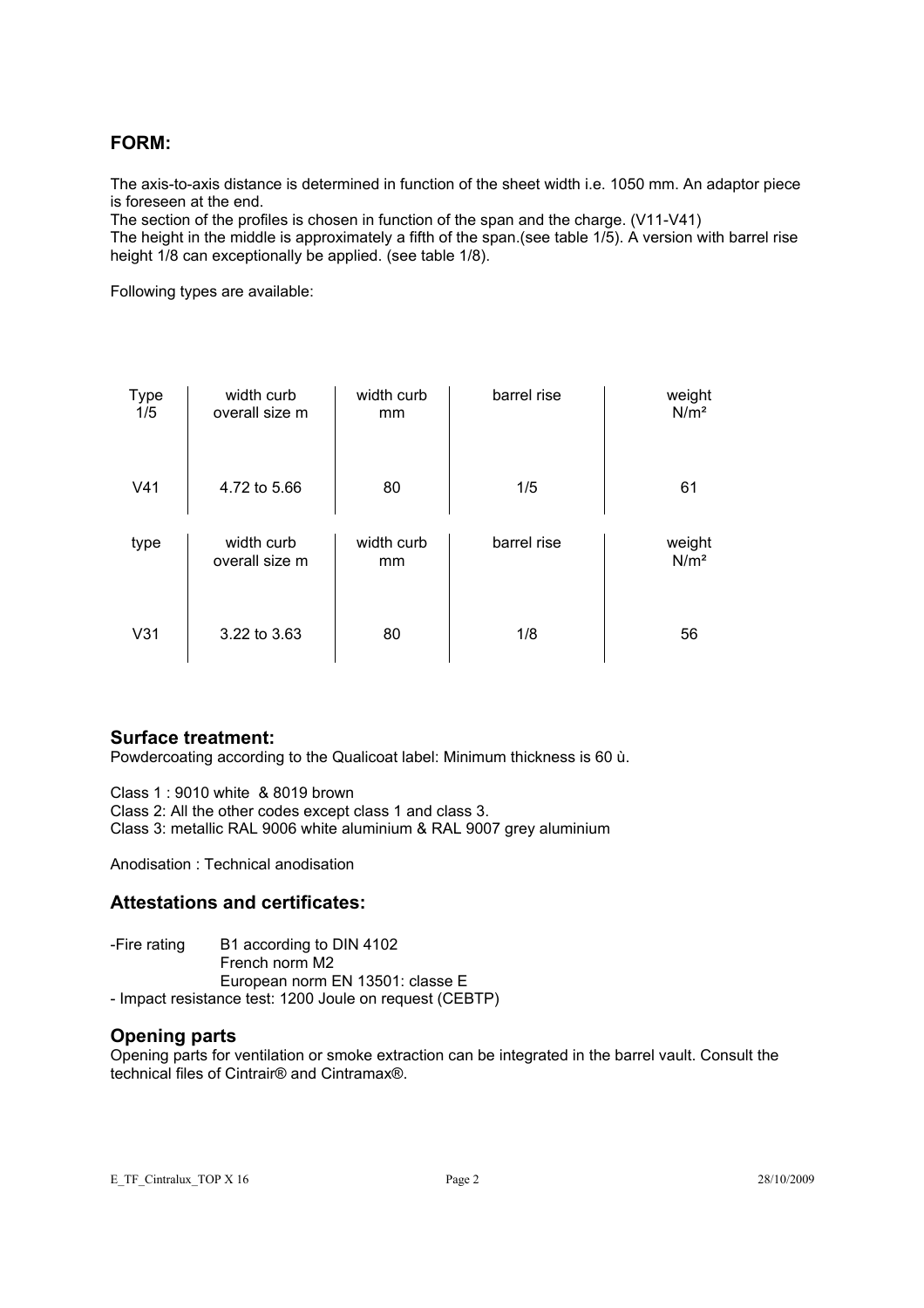## FORM:

The axis-to-axis distance is determined in function of the sheet width i.e. 1050 mm. An adaptor piece is foreseen at the end.
The section of the profiles is chosen in function of the span and the charge. (V11-V41)
The height in the middle is approximately a fifth of the span.(see table 1/5). A version with barrel rise height 1/8 can exceptionally be applied. (see table 1/8).

Following types are available:

| Type 1/5 | width curb overall size m | width curb mm | barrel rise | weight N/m² |
|---|---|---|---|---|
| V41 | 4.72 to 5.66 | 80 | 1/5 | 61 |

| type | width curb overall size m | width curb mm | barrel rise | weight N/m² |
|---|---|---|---|---|
| V31 | 3.22 to 3.63 | 80 | 1/8 | 56 |

## Surface treatment:

Powdercoating according to the Qualicoat label: Minimum thickness is 60 ù.

Class 1 : 9010 white & 8019 brown
Class 2: All the other codes except class 1 and class 3.
Class 3: metallic RAL 9006 white aluminium & RAL 9007 grey aluminium

Anodisation : Technical anodisation

## Attestations and certificates:

-Fire rating B1 according to DIN 4102
French norm M2
European norm EN 13501: classe E
- Impact resistance test: 1200 Joule on request (CEBTP)

## Opening parts

Opening parts for ventilation or smoke extraction can be integrated in the barrel vault. Consult the technical files of Cintrair® and Cintramax®.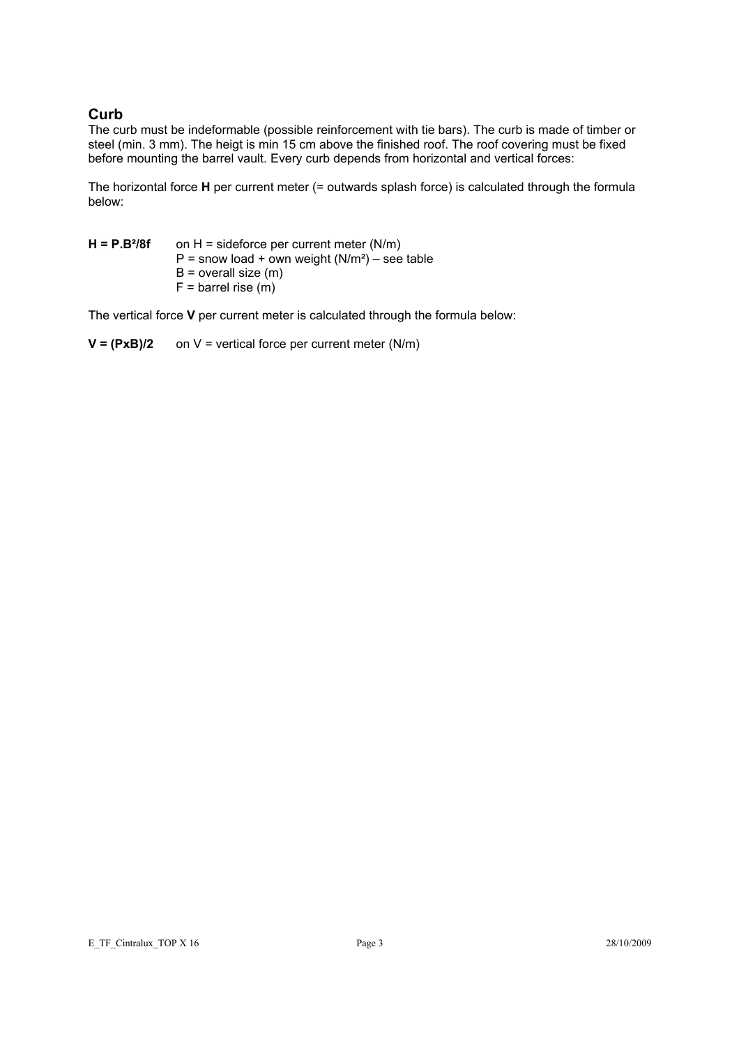## Curb

The curb must be indeformable (possible reinforcement with tie bars). The curb is made of timber or steel (min. 3 mm). The heigt is min 15 cm above the finished roof. The roof covering must be fixed before mounting the barrel vault. Every curb depends from horizontal and vertical forces:

The horizontal force **H** per current meter (= outwards splash force) is calculated through the formula below:

**$H = P.B^2/8f$** on H = sideforce per current meter (N/m)
P = snow load + own weight (N/m²) – see table
B = overall size (m)
F = barrel rise (m)

The vertical force **V** per current meter is calculated through the formula below:

**$V = (PxB)/2$** on V = vertical force per current meter (N/m)